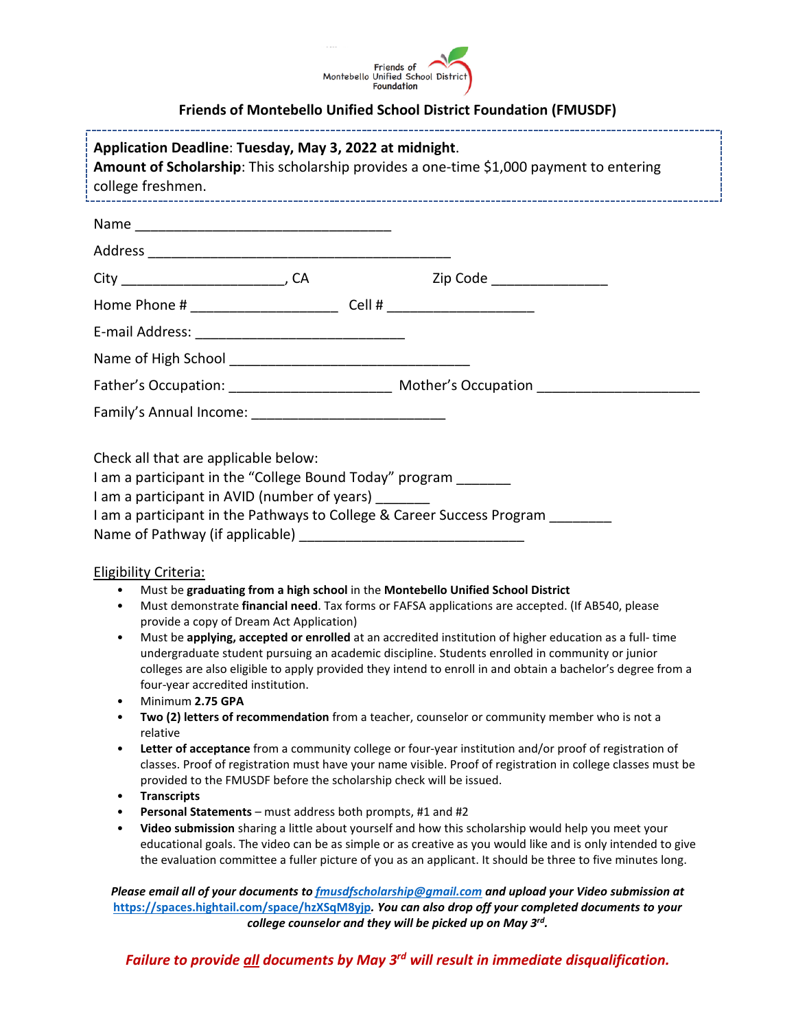Friends of Montebello Unified School District Foundation

## Friends of Montebello Unified School District Foundation (FMUSDF)

**Application Deadline**: **Tuesday, May 3, 2022 at midnight**.
**Amount of Scholarship**: This scholarship provides a one-time $1,000 payment to entering college freshmen.

Name ________________________________

Address ______________________________________

City ____________________, CA Zip Code ______________

Home Phone # __________________ Cell # __________________

E-mail Address: __________________________

Name of High School ______________________________

Father's Occupation: ____________________ Mother's Occupation ____________________

Family's Annual Income: ________________________

Check all that are applicable below:
I am a participant in the "College Bound Today" program _______
I am a participant in AVID (number of years) _______
I am a participant in the Pathways to College & Career Success Program ________
Name of Pathway (if applicable) ____________________________

Eligibility Criteria:

- Must be **graduating from a high school** in the **Montebello Unified School District**
- Must demonstrate **financial need**. Tax forms or FAFSA applications are accepted. (If AB540, please provide a copy of Dream Act Application)
- Must be **applying, accepted or enrolled** at an accredited institution of higher education as a full- time undergraduate student pursuing an academic discipline. Students enrolled in community or junior colleges are also eligible to apply provided they intend to enroll in and obtain a bachelor's degree from a four-year accredited institution.
- Minimum **2.75 GPA**
- **Two (2) letters of recommendation** from a teacher, counselor or community member who is not a relative
- **Letter of acceptance** from a community college or four-year institution and/or proof of registration of classes. Proof of registration must have your name visible. Proof of registration in college classes must be provided to the FMUSDF before the scholarship check will be issued.
- **Transcripts**
- **Personal Statements** – must address both prompts, #1 and #2
- **Video submission** sharing a little about yourself and how this scholarship would help you meet your educational goals. The video can be as simple or as creative as you would like and is only intended to give the evaluation committee a fuller picture of you as an applicant. It should be three to five minutes long.

***Please email all of your documents to fmusdfscholarship@gmail.com and upload your Video submission at https://spaces.hightail.com/space/hzXSqM8yjp. You can also drop off your completed documents to your college counselor and they will be picked up on May 3rd.***

***Failure to provide all documents by May 3rd will result in immediate disqualification.***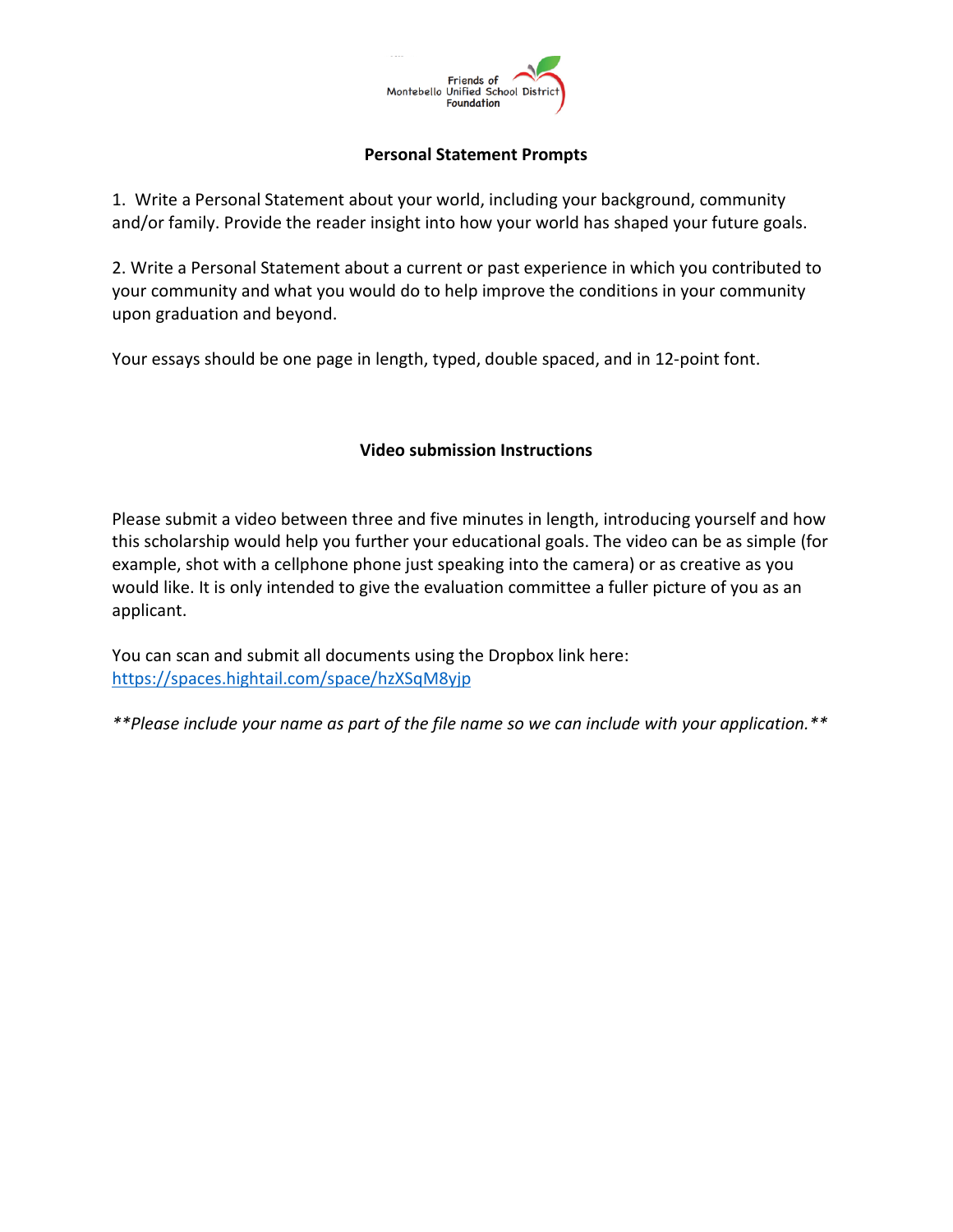Friends of Montebello Unified School District Foundation

## Personal Statement Prompts

1. Write a Personal Statement about your world, including your background, community and/or family. Provide the reader insight into how your world has shaped your future goals.

2. Write a Personal Statement about a current or past experience in which you contributed to your community and what you would do to help improve the conditions in your community upon graduation and beyond.

Your essays should be one page in length, typed, double spaced, and in 12-point font.

## Video submission Instructions

Please submit a video between three and five minutes in length, introducing yourself and how this scholarship would help you further your educational goals. The video can be as simple (for example, shot with a cellphone phone just speaking into the camera) or as creative as you would like. It is only intended to give the evaluation committee a fuller picture of you as an applicant.

You can scan and submit all documents using the Dropbox link here: [https://spaces.hightail.com/space/hzXSqM8yjp](https://spaces.hightail.com/space/hzXSqM8yjp)

***\*Please include your name as part of the file name so we can include with your application.\****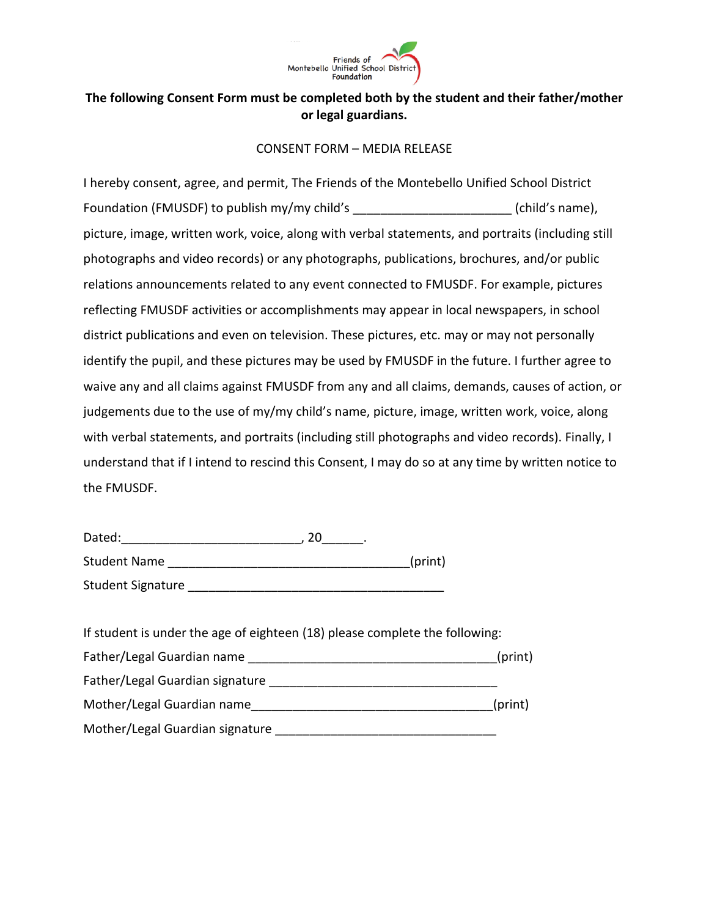Friends of Montebello Unified School District Foundation

**The following Consent Form must be completed both by the student and their father/mother or legal guardians.**

CONSENT FORM – MEDIA RELEASE

I hereby consent, agree, and permit, The Friends of the Montebello Unified School District Foundation (FMUSDF) to publish my/my child's ______________________ (child's name), picture, image, written work, voice, along with verbal statements, and portraits (including still photographs and video records) or any photographs, publications, brochures, and/or public relations announcements related to any event connected to FMUSDF. For example, pictures reflecting FMUSDF activities or accomplishments may appear in local newspapers, in school district publications and even on television. These pictures, etc. may or may not personally identify the pupil, and these pictures may be used by FMUSDF in the future. I further agree to waive any and all claims against FMUSDF from any and all claims, demands, causes of action, or judgements due to the use of my/my child's name, picture, image, written work, voice, along with verbal statements, and portraits (including still photographs and video records). Finally, I understand that if I intend to rescind this Consent, I may do so at any time by written notice to the FMUSDF.

Dated:_________________________, 20______.

Student Name __________________________________(print)

Student Signature ____________________________________

If student is under the age of eighteen (18) please complete the following:

Father/Legal Guardian name ___________________________________(print)

Father/Legal Guardian signature ________________________________

Mother/Legal Guardian name__________________________________(print)

Mother/Legal Guardian signature _______________________________